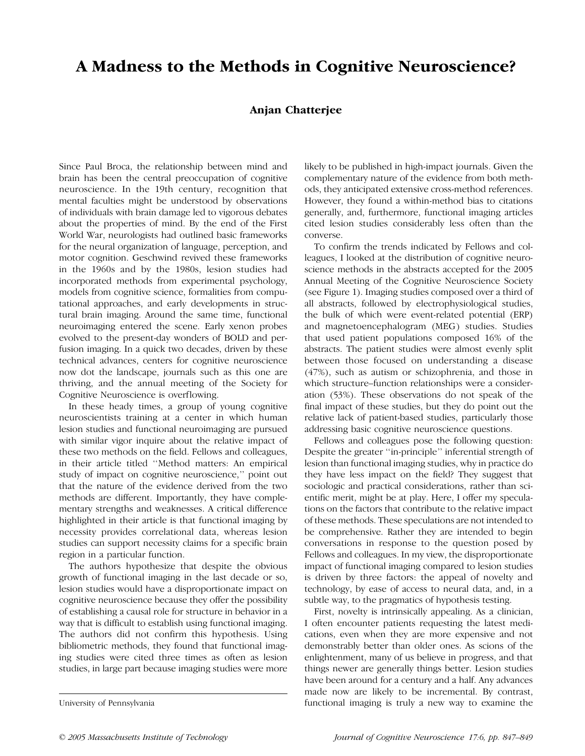# A Madness to the Methods in Cognitive Neuroscience?

**Anjan Chatterjee**

University of Pennsylvania

Since Paul Broca, the relationship between mind and brain has been the central preoccupation of cognitive neuroscience. In the 19th century, recognition that mental faculties might be understood by observations of individuals with brain damage led to vigorous debates about the properties of mind. By the end of the First World War, neurologists had outlined basic frameworks for the neural organization of language, perception, and motor cognition. Geschwind revived these frameworks in the 1960s and by the 1980s, lesion studies had incorporated methods from experimental psychology, models from cognitive science, formalities from computational approaches, and early developments in structural brain imaging. Around the same time, functional neuroimaging entered the scene. Early xenon probes evolved to the present-day wonders of BOLD and perfusion imaging. In a quick two decades, driven by these technical advances, centers for cognitive neuroscience now dot the landscape, journals such as this one are thriving, and the annual meeting of the Society for Cognitive Neuroscience is overflowing.

In these heady times, a group of young cognitive neuroscientists training at a center in which human lesion studies and functional neuroimaging are pursued with similar vigor inquire about the relative impact of these two methods on the field. Fellows and colleagues, in their article titled ''Method matters: An empirical study of impact on cognitive neuroscience,'' point out that the nature of the evidence derived from the two methods are different. Importantly, they have complementary strengths and weaknesses. A critical difference highlighted in their article is that functional imaging by necessity provides correlational data, whereas lesion studies can support necessity claims for a specific brain region in a particular function.

The authors hypothesize that despite the obvious growth of functional imaging in the last decade or so, lesion studies would have a disproportionate impact on cognitive neuroscience because they offer the possibility of establishing a causal role for structure in behavior in a way that is difficult to establish using functional imaging. The authors did not confirm this hypothesis. Using bibliometric methods, they found that functional imaging studies were cited three times as often as lesion studies, in large part because imaging studies were more likely to be published in high-impact journals. Given the complementary nature of the evidence from both methods, they anticipated extensive cross-method references. However, they found a within-method bias to citations generally, and, furthermore, functional imaging articles cited lesion studies considerably less often than the converse.

To confirm the trends indicated by Fellows and colleagues, I looked at the distribution of cognitive neuroscience methods in the abstracts accepted for the 2005 Annual Meeting of the Cognitive Neuroscience Society (see Figure 1). Imaging studies composed over a third of all abstracts, followed by electrophysiological studies, the bulk of which were event-related potential (ERP) and magnetoencephalogram (MEG) studies. Studies that used patient populations composed 16% of the abstracts. The patient studies were almost evenly split between those focused on understanding a disease (47%), such as autism or schizophrenia, and those in which structure–function relationships were a consideration (53%). These observations do not speak of the final impact of these studies, but they do point out the relative lack of patient-based studies, particularly those addressing basic cognitive neuroscience questions.

Fellows and colleagues pose the following question: Despite the greater ''in-principle'' inferential strength of lesion than functional imaging studies, why in practice do they have less impact on the field? They suggest that sociologic and practical considerations, rather than scientific merit, might be at play. Here, I offer my speculations on the factors that contribute to the relative impact of these methods. These speculations are not intended to be comprehensive. Rather they are intended to begin conversations in response to the question posed by Fellows and colleagues. In my view, the disproportionate impact of functional imaging compared to lesion studies is driven by three factors: the appeal of novelty and technology, by ease of access to neural data, and, in a subtle way, to the pragmatics of hypothesis testing.

First, novelty is intrinsically appealing. As a clinician, I often encounter patients requesting the latest medications, even when they are more expensive and not demonstrably better than older ones. As scions of the enlightenment, many of us believe in progress, and that things newer are generally things better. Lesion studies have been around for a century and a half. Any advances made now are likely to be incremental. By contrast, functional imaging is truly a new way to examine the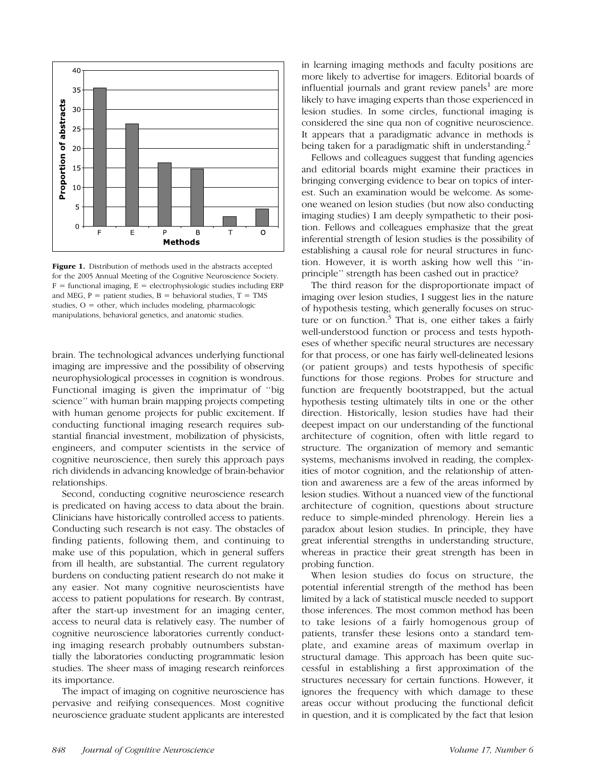40
35
30
25
20
15
10
5
0

Proportion of abstracts

F E P B T O

Methods

**Figure 1.** Distribution of methods used in the abstracts accepted for the 2005 Annual Meeting of the Cognitive Neuroscience Society. F = functional imaging, E = electrophysiologic studies including ERP and MEG, P = patient studies, B = behavioral studies, T = TMS studies, O = other, which includes modeling, pharmacologic manipulations, behavioral genetics, and anatomic studies.

brain. The technological advances underlying functional imaging are impressive and the possibility of observing neurophysiological processes in cognition is wondrous. Functional imaging is given the imprimatur of ''big science'' with human brain mapping projects competing with human genome projects for public excitement. If conducting functional imaging research requires substantial financial investment, mobilization of physicists, engineers, and computer scientists in the service of cognitive neuroscience, then surely this approach pays rich dividends in advancing knowledge of brain-behavior relationships.

Second, conducting cognitive neuroscience research is predicated on having access to data about the brain. Clinicians have historically controlled access to patients. Conducting such research is not easy. The obstacles of finding patients, following them, and continuing to make use of this population, which in general suffers from ill health, are substantial. The current regulatory burdens on conducting patient research do not make it any easier. Not many cognitive neuroscientists have access to patient populations for research. By contrast, after the start-up investment for an imaging center, access to neural data is relatively easy. The number of cognitive neuroscience laboratories currently conducting imaging research probably outnumbers substantially the laboratories conducting programmatic lesion studies. The sheer mass of imaging research reinforces its importance.

The impact of imaging on cognitive neuroscience has pervasive and reifying consequences. Most cognitive neuroscience graduate student applicants are interested in learning imaging methods and faculty positions are more likely to advertise for imagers. Editorial boards of influential journals and grant review panels[1] are more likely to have imaging experts than those experienced in lesion studies. In some circles, functional imaging is considered the sine qua non of cognitive neuroscience. It appears that a paradigmatic advance in methods is being taken for a paradigmatic shift in understanding.[2]

Fellows and colleagues suggest that funding agencies and editorial boards might examine their practices in bringing converging evidence to bear on topics of interest. Such an examination would be welcome. As someone weaned on lesion studies (but now also conducting imaging studies) I am deeply sympathetic to their position. Fellows and colleagues emphasize that the great inferential strength of lesion studies is the possibility of establishing a causal role for neural structures in function. However, it is worth asking how well this ''in-principle'' strength has been cashed out in practice?

The third reason for the disproportionate impact of imaging over lesion studies, I suggest lies in the nature of hypothesis testing, which generally focuses on structure or on function.[3] That is, one either takes a fairly well-understood function or process and tests hypotheses of whether specific neural structures are necessary for that process, or one has fairly well-delineated lesions (or patient groups) and tests hypothesis of specific functions for those regions. Probes for structure and function are frequently bootstrapped, but the actual hypothesis testing ultimately tilts in one or the other direction. Historically, lesion studies have had their deepest impact on our understanding of the functional architecture of cognition, often with little regard to structure. The organization of memory and semantic systems, mechanisms involved in reading, the complexities of motor cognition, and the relationship of attention and awareness are a few of the areas informed by lesion studies. Without a nuanced view of the functional architecture of cognition, questions about structure reduce to simple-minded phrenology. Herein lies a paradox about lesion studies. In principle, they have great inferential strengths in understanding structure, whereas in practice their great strength has been in probing function.

When lesion studies do focus on structure, the potential inferential strength of the method has been limited by a lack of statistical muscle needed to support those inferences. The most common method has been to take lesions of a fairly homogenous group of patients, transfer these lesions onto a standard template, and examine areas of maximum overlap in structural damage. This approach has been quite successful in establishing a first approximation of the structures necessary for certain functions. However, it ignores the frequency with which damage to these areas occur without producing the functional deficit in question, and it is complicated by the fact that lesion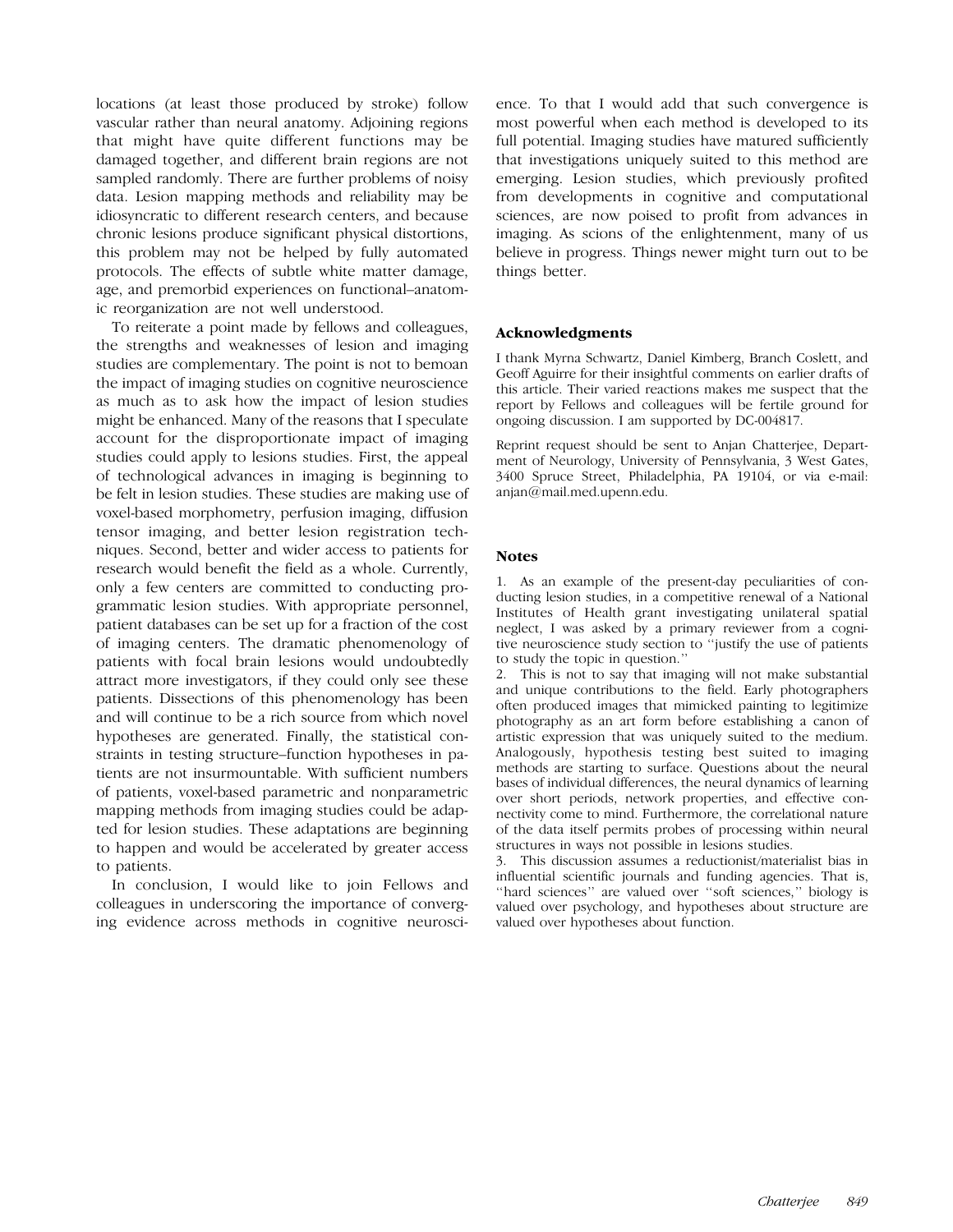locations (at least those produced by stroke) follow vascular rather than neural anatomy. Adjoining regions that might have quite different functions may be damaged together, and different brain regions are not sampled randomly. There are further problems of noisy data. Lesion mapping methods and reliability may be idiosyncratic to different research centers, and because chronic lesions produce significant physical distortions, this problem may not be helped by fully automated protocols. The effects of subtle white matter damage, age, and premorbid experiences on functional–anatomic reorganization are not well understood.

To reiterate a point made by fellows and colleagues, the strengths and weaknesses of lesion and imaging studies are complementary. The point is not to bemoan the impact of imaging studies on cognitive neuroscience as much as to ask how the impact of lesion studies might be enhanced. Many of the reasons that I speculate account for the disproportionate impact of imaging studies could apply to lesions studies. First, the appeal of technological advances in imaging is beginning to be felt in lesion studies. These studies are making use of voxel-based morphometry, perfusion imaging, diffusion tensor imaging, and better lesion registration techniques. Second, better and wider access to patients for research would benefit the field as a whole. Currently, only a few centers are committed to conducting programmatic lesion studies. With appropriate personnel, patient databases can be set up for a fraction of the cost of imaging centers. The dramatic phenomenology of patients with focal brain lesions would undoubtedly attract more investigators, if they could only see these patients. Dissections of this phenomenology has been and will continue to be a rich source from which novel hypotheses are generated. Finally, the statistical constraints in testing structure–function hypotheses in patients are not insurmountable. With sufficient numbers of patients, voxel-based parametric and nonparametric mapping methods from imaging studies could be adapted for lesion studies. These adaptations are beginning to happen and would be accelerated by greater access to patients.

In conclusion, I would like to join Fellows and colleagues in underscoring the importance of converging evidence across methods in cognitive neuroscience. To that I would add that such convergence is most powerful when each method is developed to its full potential. Imaging studies have matured sufficiently that investigations uniquely suited to this method are emerging. Lesion studies, which previously profited from developments in cognitive and computational sciences, are now poised to profit from advances in imaging. As scions of the enlightenment, many of us believe in progress. Things newer might turn out to be things better.

## Acknowledgments

I thank Myrna Schwartz, Daniel Kimberg, Branch Coslett, and Geoff Aguirre for their insightful comments on earlier drafts of this article. Their varied reactions makes me suspect that the report by Fellows and colleagues will be fertile ground for ongoing discussion. I am supported by DC-004817.

Reprint request should be sent to Anjan Chatterjee, Department of Neurology, University of Pennsylvania, 3 West Gates, 3400 Spruce Street, Philadelphia, PA 19104, or via e-mail: anjan@mail.med.upenn.edu.

## Notes

1. As an example of the present-day peculiarities of conducting lesion studies, in a competitive renewal of a National Institutes of Health grant investigating unilateral spatial neglect, I was asked by a primary reviewer from a cognitive neuroscience study section to ''justify the use of patients to study the topic in question.''

2. This is not to say that imaging will not make substantial and unique contributions to the field. Early photographers often produced images that mimicked painting to legitimize photography as an art form before establishing a canon of artistic expression that was uniquely suited to the medium. Analogously, hypothesis testing best suited to imaging methods are starting to surface. Questions about the neural bases of individual differences, the neural dynamics of learning over short periods, network properties, and effective connectivity come to mind. Furthermore, the correlational nature of the data itself permits probes of processing within neural structures in ways not possible in lesions studies.

3. This discussion assumes a reductionist/materialist bias in influential scientific journals and funding agencies. That is, ''hard sciences'' are valued over ''soft sciences,'' biology is valued over psychology, and hypotheses about structure are valued over hypotheses about function.